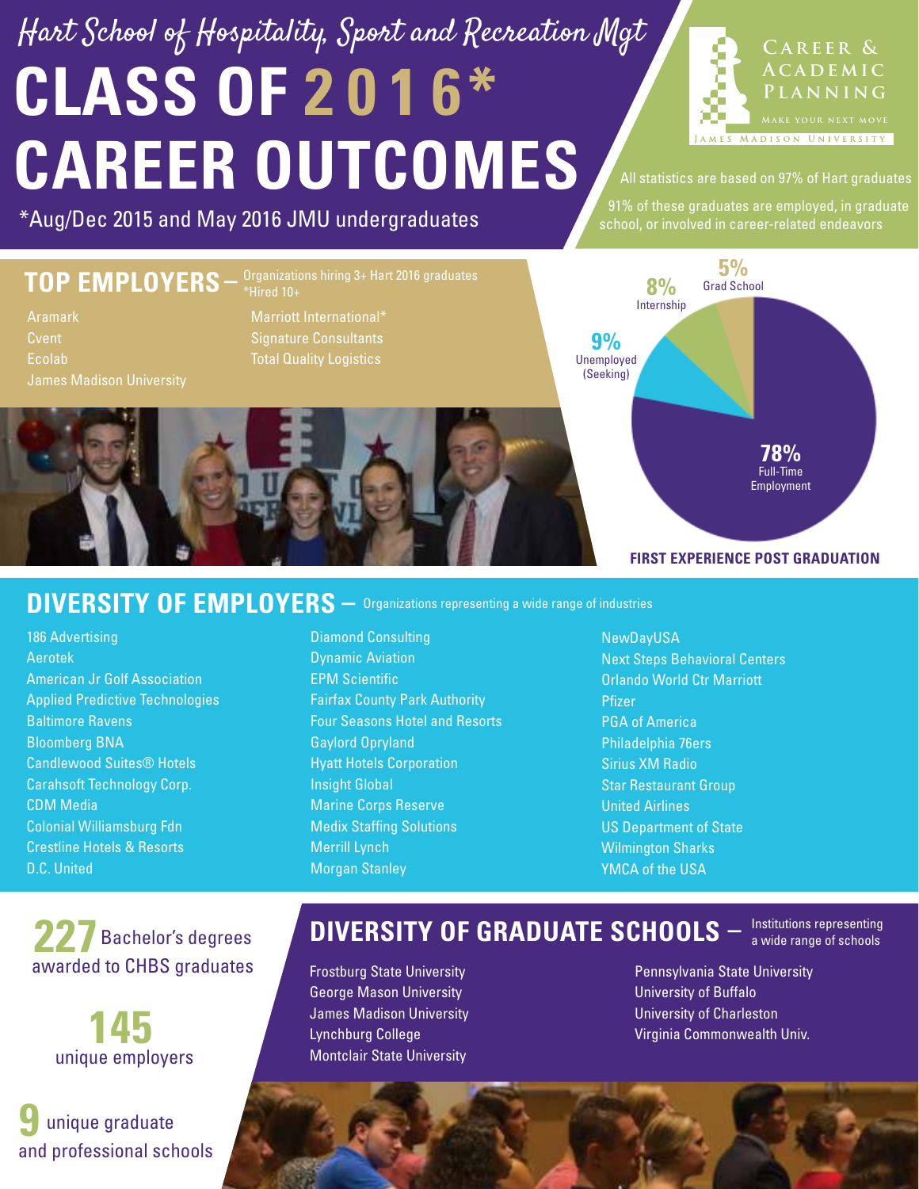Hart School of Hospitality, Sport and Recreation Mgt

# CLASS OF 2016* CAREER OUTCOMES

*Aug/Dec 2015 and May 2016 JMU undergraduates

CAREER & ACADEMIC PLANNING
MAKE YOUR NEXT MOVE
JAMES MADISON UNIVERSITY

All statistics are based on 97% of Hart graduates

91% of these graduates are employed, in graduate school, or involved in career-related endeavors

## TOP EMPLOYERS – Organizations hiring 3+ Hart 2016 graduates

*Hired 10+

- Aramark
- Cvent
- Ecolab
- James Madison University
- Marriott International*
- Signature Consultants
- Total Quality Logistics

### FIRST EXPERIENCE POST GRADUATION

- 78% Full-Time Employment
- 9% Unemployed (Seeking)
- 8% Internship
- 5% Grad School

## DIVERSITY OF EMPLOYERS – Organizations representing a wide range of industries

- 186 Advertising
- Aerotek
- American Jr Golf Association
- Applied Predictive Technologies
- Baltimore Ravens
- Bloomberg BNA
- Candlewood Suites® Hotels
- Carahsoft Technology Corp.
- CDM Media
- Colonial Williamsburg Fdn
- Crestline Hotels & Resorts
- D.C. United
- Diamond Consulting
- Dynamic Aviation
- EPM Scientific
- Fairfax County Park Authority
- Four Seasons Hotel and Resorts
- Gaylord Opryland
- Hyatt Hotels Corporation
- Insight Global
- Marine Corps Reserve
- Medix Staffing Solutions
- Merrill Lynch
- Morgan Stanley
- NewDayUSA
- Next Steps Behavioral Centers
- Orlando World Ctr Marriott
- Pfizer
- PGA of America
- Philadelphia 76ers
- Sirius XM Radio
- Star Restaurant Group
- United Airlines
- US Department of State
- Wilmington Sharks
- YMCA of the USA

**227** Bachelor's degrees awarded to CHBS graduates

**145** unique employers

**9** unique graduate and professional schools

## DIVERSITY OF GRADUATE SCHOOLS – Institutions representing a wide range of schools

- Frostburg State University
- George Mason University
- James Madison University
- Lynchburg College
- Montclair State University
- Pennsylvania State University
- University of Buffalo
- University of Charleston
- Virginia Commonwealth Univ.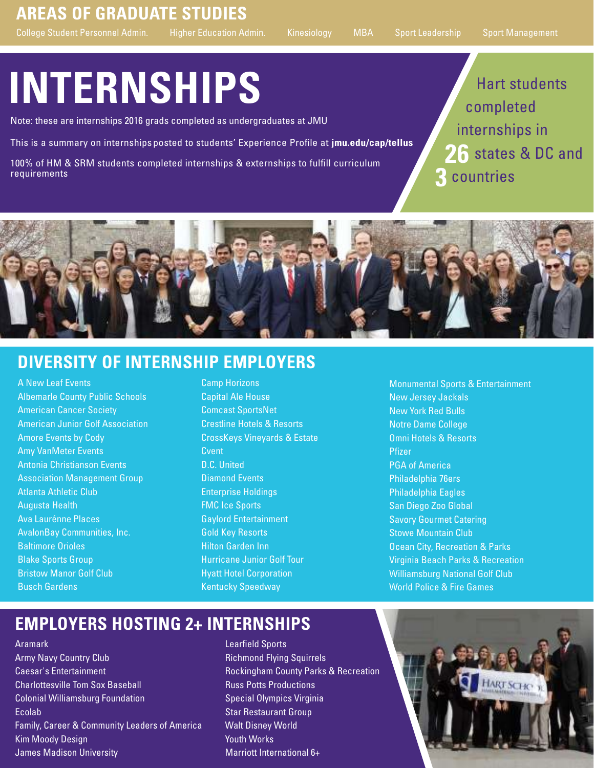## AREAS OF GRADUATE STUDIES

College Student Personnel Admin. Higher Education Admin. Kinesiology MBA Sport Leadership Sport Management

# INTERNSHIPS

Note: these are internships 2016 grads completed as undergraduates at JMU

This is a summary on internships posted to students' Experience Profile at **jmu.edu/cap/tellus**

100% of HM & SRM students completed internships & externships to fulfill curriculum requirements

Hart students completed internships in **26** states & DC and **3** countries

## DIVERSITY OF INTERNSHIP EMPLOYERS

- A New Leaf Events
- Albemarle County Public Schools
- American Cancer Society
- American Junior Golf Association
- Amore Events by Cody
- Amy VanMeter Events
- Antonia Christianson Events
- Association Management Group
- Atlanta Athletic Club
- Augusta Health
- Ava Laurénne Places
- AvalonBay Communities, Inc.
- Baltimore Orioles
- Blake Sports Group
- Bristow Manor Golf Club
- Busch Gardens
- Camp Horizons
- Capital Ale House
- Comcast SportsNet
- Crestline Hotels & Resorts
- CrossKeys Vineyards & Estate
- Cvent
- D.C. United
- Diamond Events
- Enterprise Holdings
- FMC Ice Sports
- Gaylord Entertainment
- Gold Key Resorts
- Hilton Garden Inn
- Hurricane Junior Golf Tour
- Hyatt Hotel Corporation
- Kentucky Speedway
- Monumental Sports & Entertainment
- New Jersey Jackals
- New York Red Bulls
- Notre Dame College
- Omni Hotels & Resorts
- Pfizer
- PGA of America
- Philadelphia 76ers
- Philadelphia Eagles
- San Diego Zoo Global
- Savory Gourmet Catering
- Stowe Mountain Club
- Ocean City, Recreation & Parks
- Virginia Beach Parks & Recreation
- Williamsburg National Golf Club
- World Police & Fire Games

## EMPLOYERS HOSTING 2+ INTERNSHIPS

- Aramark
- Army Navy Country Club
- Caesar's Entertainment
- Charlottesville Tom Sox Baseball
- Colonial Williamsburg Foundation
- Ecolab
- Family, Career & Community Leaders of America
- Kim Moody Design
- James Madison University
- Learfield Sports
- Richmond Flying Squirrels
- Rockingham County Parks & Recreation
- Russ Potts Productions
- Special Olympics Virginia
- Star Restaurant Group
- Walt Disney World
- Youth Works
- Marriott International 6+